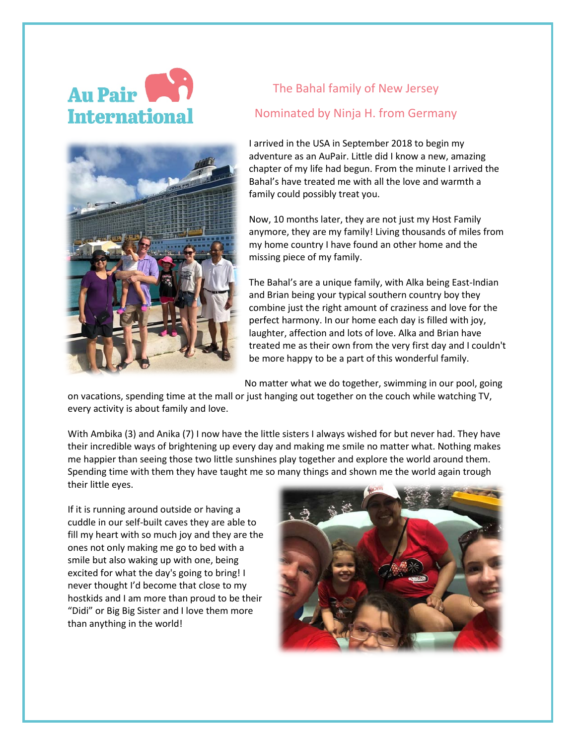Au Pair International

## The Bahal family of New Jersey

## Nominated by Ninja H. from Germany

I arrived in the USA in September 2018 to begin my adventure as an AuPair. Little did I know a new, amazing chapter of my life had begun. From the minute I arrived the Bahal's have treated me with all the love and warmth a family could possibly treat you.

Now, 10 months later, they are not just my Host Family anymore, they are my family! Living thousands of miles from my home country I have found an other home and the missing piece of my family.

The Bahal's are a unique family, with Alka being East-Indian and Brian being your typical southern country boy they combine just the right amount of craziness and love for the perfect harmony. In our home each day is filled with joy, laughter, affection and lots of love. Alka and Brian have treated me as their own from the very first day and I couldn't be more happy to be a part of this wonderful family.

No matter what we do together, swimming in our pool, going on vacations, spending time at the mall or just hanging out together on the couch while watching TV, every activity is about family and love.

With Ambika (3) and Anika (7) I now have the little sisters I always wished for but never had. They have their incredible ways of brightening up every day and making me smile no matter what. Nothing makes me happier than seeing those two little sunshines play together and explore the world around them. Spending time with them they have taught me so many things and shown me the world again trough their little eyes.

If it is running around outside or having a cuddle in our self-built caves they are able to fill my heart with so much joy and they are the ones not only making me go to bed with a smile but also waking up with one, being excited for what the day's going to bring! I never thought I'd become that close to my hostkids and I am more than proud to be their "Didi" or Big Big Sister and I love them more than anything in the world!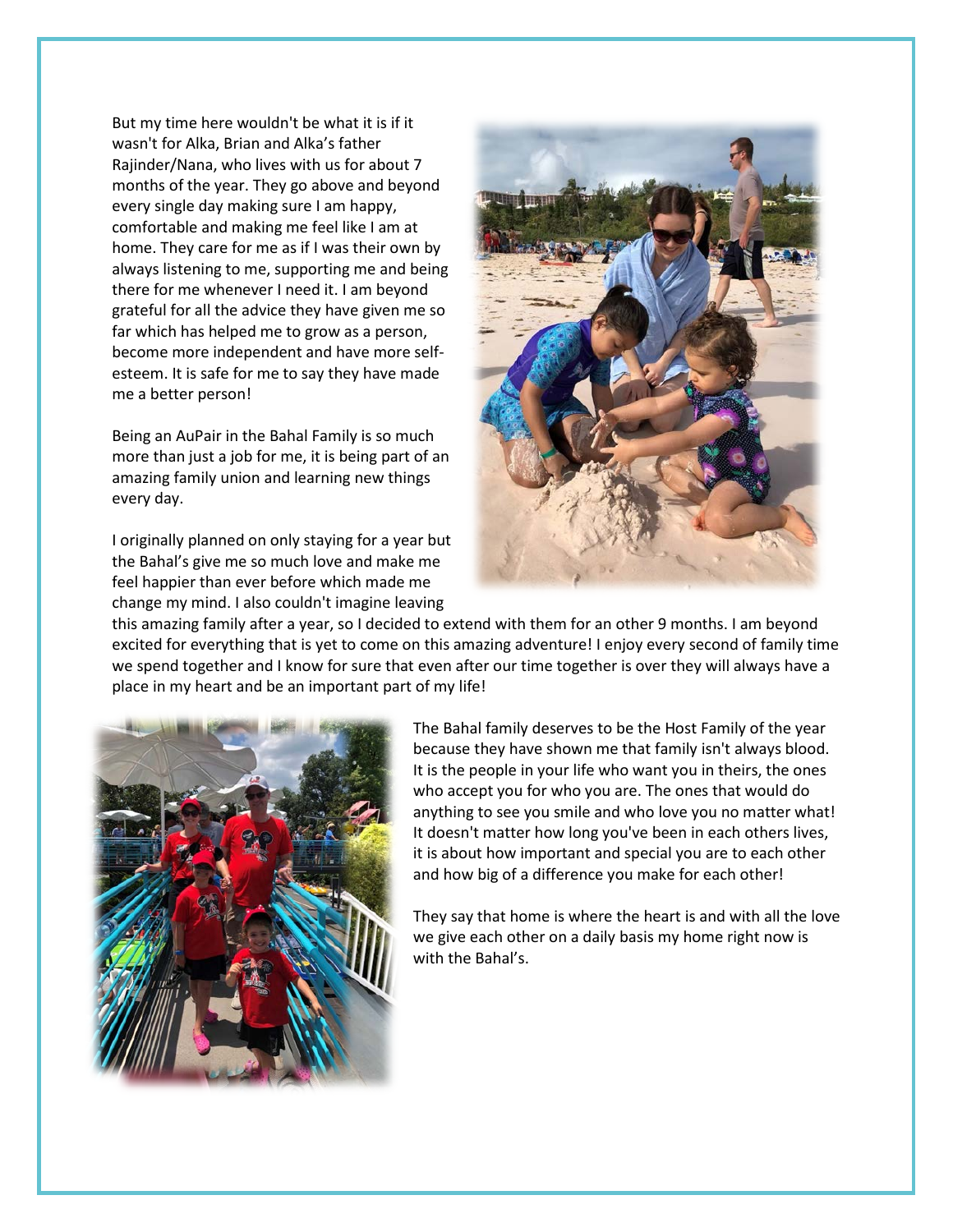But my time here wouldn't be what it is if it wasn't for Alka, Brian and Alka's father Rajinder/Nana, who lives with us for about 7 months of the year. They go above and beyond every single day making sure I am happy, comfortable and making me feel like I am at home. They care for me as if I was their own by always listening to me, supporting me and being there for me whenever I need it. I am beyond grateful for all the advice they have given me so far which has helped me to grow as a person, become more independent and have more self-esteem. It is safe for me to say they have made me a better person!

Being an AuPair in the Bahal Family is so much more than just a job for me, it is being part of an amazing family union and learning new things every day.

I originally planned on only staying for a year but the Bahal's give me so much love and make me feel happier than ever before which made me change my mind. I also couldn't imagine leaving this amazing family after a year, so I decided to extend with them for an other 9 months. I am beyond excited for everything that is yet to come on this amazing adventure! I enjoy every second of family time we spend together and I know for sure that even after our time together is over they will always have a place in my heart and be an important part of my life!

The Bahal family deserves to be the Host Family of the year because they have shown me that family isn't always blood. It is the people in your life who want you in theirs, the ones who accept you for who you are. The ones that would do anything to see you smile and who love you no matter what! It doesn't matter how long you've been in each others lives, it is about how important and special you are to each other and how big of a difference you make for each other!

They say that home is where the heart is and with all the love we give each other on a daily basis my home right now is with the Bahal's.